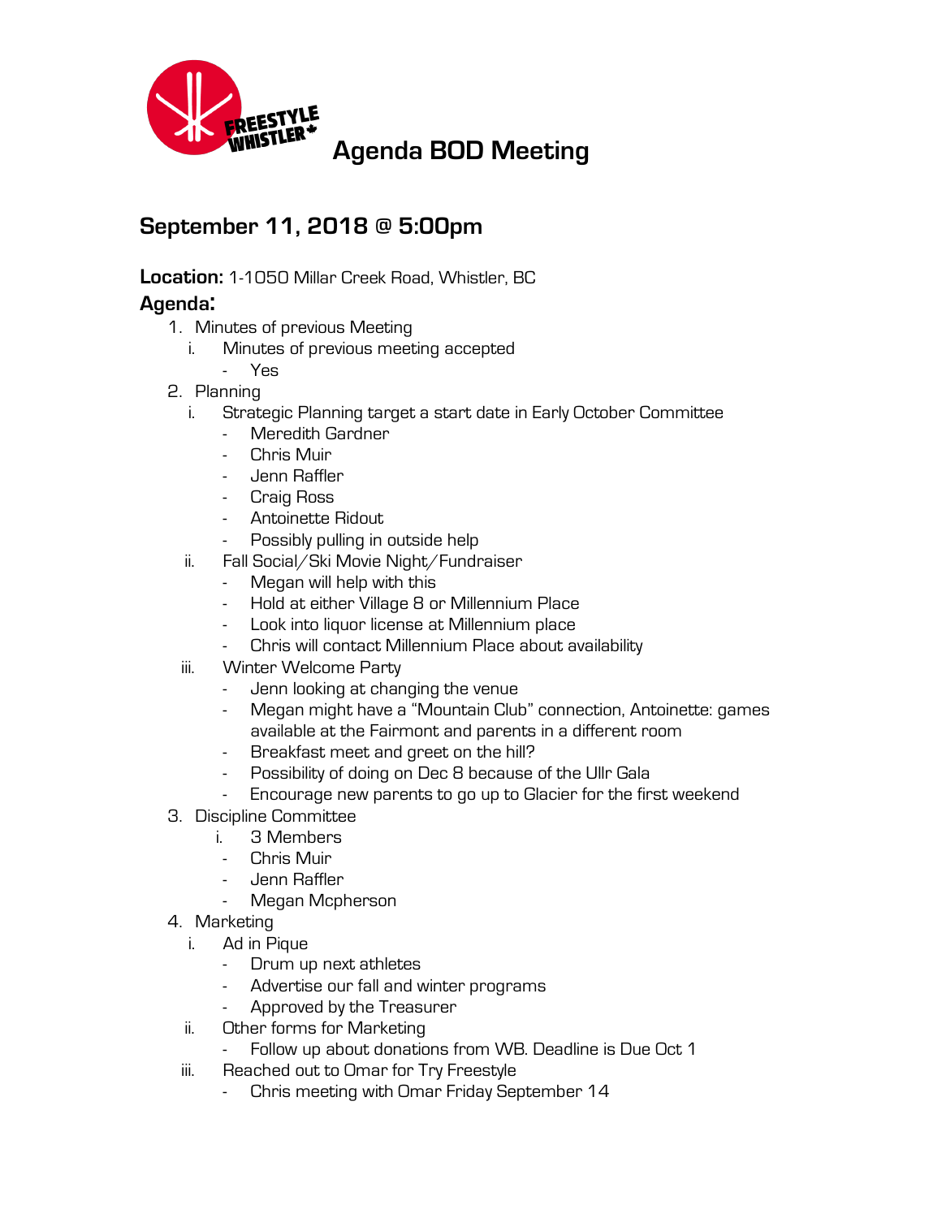# Agenda BOD Meeting

## September 11, 2018 @ 5:00pm

**Location:** 1-1050 Millar Creek Road, Whistler, BC

### Agenda:

1. Minutes of previous Meeting
   i. Minutes of previous meeting accepted
      - Yes
2. Planning
   i. Strategic Planning target a start date in Early October Committee
      - Meredith Gardner
      - Chris Muir
      - Jenn Raffler
      - Craig Ross
      - Antoinette Ridout
      - Possibly pulling in outside help
   ii. Fall Social/Ski Movie Night/Fundraiser
      - Megan will help with this
      - Hold at either Village 8 or Millennium Place
      - Look into liquor license at Millennium place
      - Chris will contact Millennium Place about availability
   iii. Winter Welcome Party
      - Jenn looking at changing the venue
      - Megan might have a "Mountain Club" connection, Antoinette: games available at the Fairmont and parents in a different room
      - Breakfast meet and greet on the hill?
      - Possibility of doing on Dec 8 because of the Ullr Gala
      - Encourage new parents to go up to Glacier for the first weekend
3. Discipline Committee
   i. 3 Members
      - Chris Muir
      - Jenn Raffler
      - Megan Mcpherson
4. Marketing
   i. Ad in Pique
      - Drum up next athletes
      - Advertise our fall and winter programs
      - Approved by the Treasurer
   ii. Other forms for Marketing
      - Follow up about donations from WB. Deadline is Due Oct 1
   iii. Reached out to Omar for Try Freestyle
      - Chris meeting with Omar Friday September 14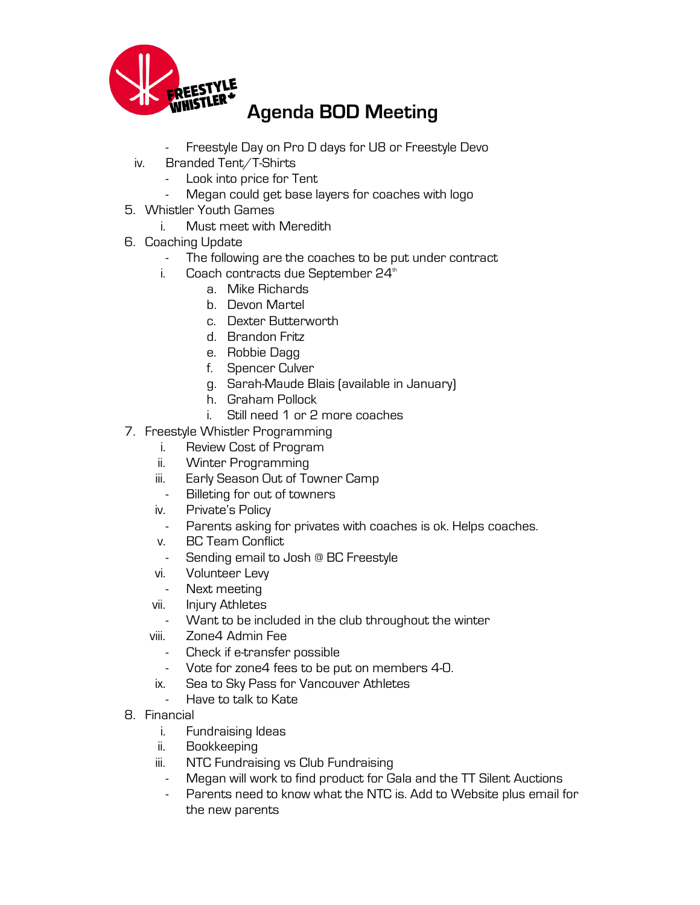# Agenda BOD Meeting

- Freestyle Day on Pro D days for U8 or Freestyle Devo

iv. Branded Tent/T-Shirts
- Look into price for Tent
- Megan could get base layers for coaches with logo

5. Whistler Youth Games
   i. Must meet with Meredith
6. Coaching Update
   - The following are the coaches to be put under contract
   
   i. Coach contracts due September 24th
      a. Mike Richards
      b. Devon Martel
      c. Dexter Butterworth
      d. Brandon Fritz
      e. Robbie Dagg
      f. Spencer Culver
      g. Sarah-Maude Blais (available in January)
      h. Graham Pollock
      i. Still need 1 or 2 more coaches
7. Freestyle Whistler Programming
   i. Review Cost of Program
   ii. Winter Programming
   iii. Early Season Out of Towner Camp
      - Billeting for out of towners
   iv. Private's Policy
      - Parents asking for privates with coaches is ok. Helps coaches.
   v. BC Team Conflict
      - Sending email to Josh @ BC Freestyle
   vi. Volunteer Levy
      - Next meeting
   vii. Injury Athletes
      - Want to be included in the club throughout the winter
   viii. Zone4 Admin Fee
      - Check if e-transfer possible
      - Vote for zone4 fees to be put on members 4-0.
   ix. Sea to Sky Pass for Vancouver Athletes
      - Have to talk to Kate
8. Financial
   i. Fundraising Ideas
   ii. Bookkeeping
   iii. NTC Fundraising vs Club Fundraising
      - Megan will work to find product for Gala and the TT Silent Auctions
      - Parents need to know what the NTC is. Add to Website plus email for the new parents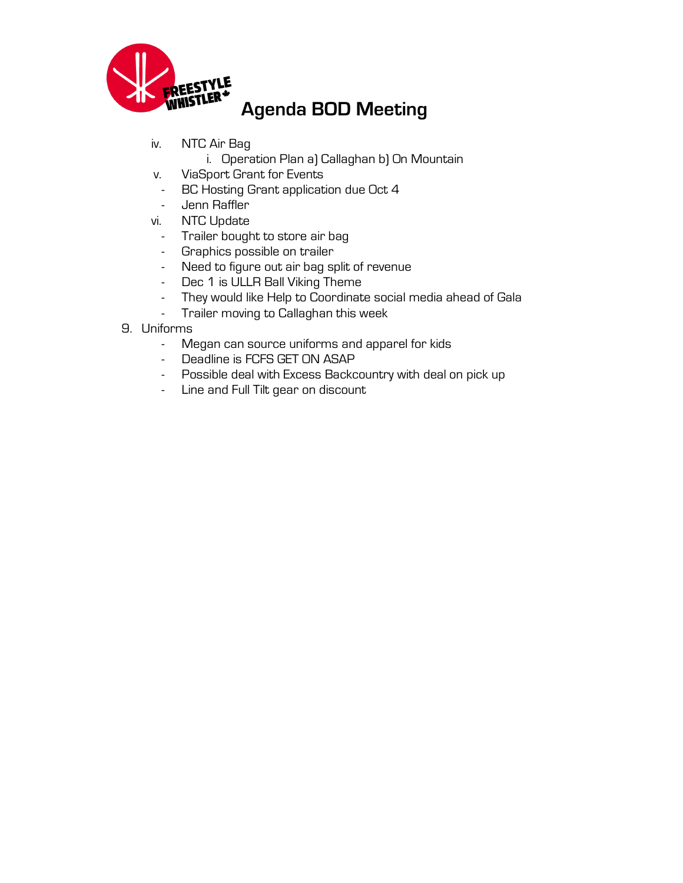# Agenda BOD Meeting

iv. NTC Air Bag
   i. Operation Plan a) Callaghan b) On Mountain

v. ViaSport Grant for Events
   - BC Hosting Grant application due Oct 4
   - Jenn Raffler

vi. NTC Update
   - Trailer bought to store air bag
   - Graphics possible on trailer
   - Need to figure out air bag split of revenue
   - Dec 1 is ULLR Ball Viking Theme
   - They would like Help to Coordinate social media ahead of Gala
   - Trailer moving to Callaghan this week

9. Uniforms
   - Megan can source uniforms and apparel for kids
   - Deadline is FCFS GET ON ASAP
   - Possible deal with Excess Backcountry with deal on pick up
   - Line and Full Tilt gear on discount